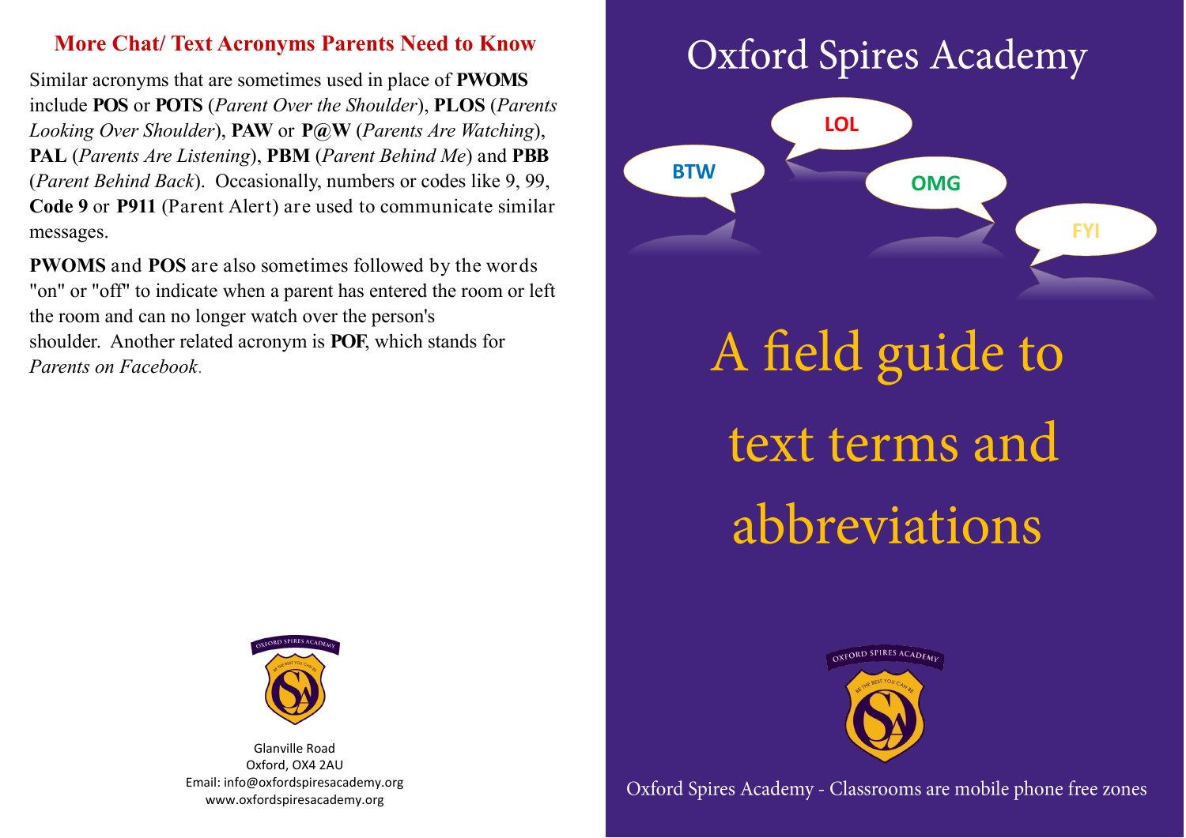## More Chat/ Text Acronyms Parents Need to Know

Similar acronyms that are sometimes used in place of **PWOMS** include **POS** or **POTS** (*Parent Over the Shoulder*), **PLOS** (*Parents Looking Over Shoulder*), **PAW** or **P@W** (*Parents Are Watching*), **PAL** (*Parents Are Listening*), **PBM** (*Parent Behind Me*) and **PBB** (*Parent Behind Back*). Occasionally, numbers or codes like 9, 99, **Code 9** or **P911** (Parent Alert) are used to communicate similar messages.

**PWOMS** and **POS** are also sometimes followed by the words "on" or "off" to indicate when a parent has entered the room or left the room and can no longer watch over the person's shoulder. Another related acronym is **POF**, which stands for *Parents on Facebook*.

Glanville Road
Oxford, OX4 2AU
Email: info@oxfordspiresacademy.org
www.oxfordspiresacademy.org

# Oxford Spires Academy

BTW
LOL
OMG
FYI

# A field guide to text terms and abbreviations

Oxford Spires Academy - Classrooms are mobile phone free zones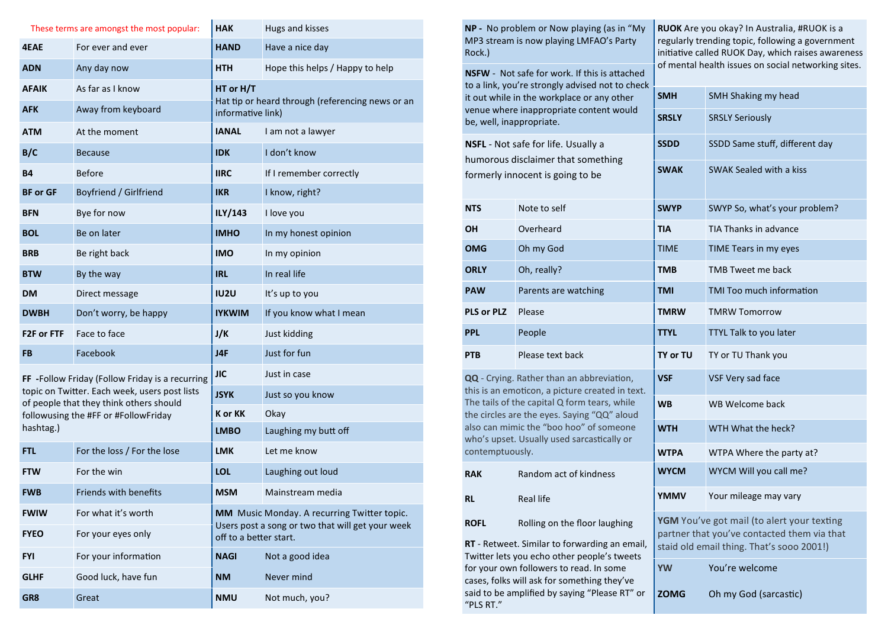These terms are amongst the most popular:

| | |
|---|---|
| **4EAE** | For ever and ever |
| **ADN** | Any day now |
| **AFAIK** | As far as I know |
| **AFK** | Away from keyboard |
| **ATM** | At the moment |
| **B/C** | Because |
| **B4** | Before |
| **BF or GF** | Boyfriend / Girlfriend |
| **BFN** | Bye for now |
| **BOL** | Be on later |
| **BRB** | Be right back |
| **BTW** | By the way |
| **DM** | Direct message |
| **DWBH** | Don't worry, be happy |
| **F2F or FTF** | Face to face |
| **FB** | Facebook |

**FF** -Follow Friday (Follow Friday is a recurring topic on Twitter. Each week, users post lists of people that they think others should followusing the #FF or #FollowFriday hashtag.)

| | |
|---|---|
| **FTL** | For the loss / For the lose |
| **FTW** | For the win |
| **FWB** | Friends with benefits |
| **FWIW** | For what it's worth |
| **FYEO** | For your eyes only |
| **FYI** | For your information |
| **GLHF** | Good luck, have fun |
| **GR8** | Great |
| **HAK** | Hugs and kisses |
| **HAND** | Have a nice day |
| **HTH** | Hope this helps / Happy to help |

**HT or H/T**
Hat tip or heard through (referencing news or an informative link)

| | |
|---|---|
| **IANAL** | I am not a lawyer |
| **IDK** | I don't know |
| **IIRC** | If I remember correctly |
| **IKR** | I know, right? |
| **ILY/143** | I love you |
| **IMHO** | In my honest opinion |
| **IMO** | In my opinion |
| **IRL** | In real life |
| **IU2U** | It's up to you |
| **IYKWIM** | If you know what I mean |
| **J/K** | Just kidding |
| **J4F** | Just for fun |
| **JIC** | Just in case |
| **JSYK** | Just so you know |
| **K or KK** | Okay |
| **LMBO** | Laughing my butt off |
| **LMK** | Let me know |
| **LOL** | Laughing out loud |
| **MSM** | Mainstream media |

**MM** Music Monday. A recurring Twitter topic. Users post a song or two that will get your week off to a better start.

| | |
|---|---|
| **NAGI** | Not a good idea |
| **NM** | Never mind |
| **NMU** | Not much, you? |

**NP** - No problem or Now playing (as in "My MP3 stream is now playing LMFAO's Party Rock.)

**NSFW** - Not safe for work. If this is attached to a link, you're strongly advised not to check it out while in the workplace or any other venue where inappropriate content would be, well, inappropriate.

**NSFL** - Not safe for life. Usually a humorous disclaimer that something formerly innocent is going to be

| | |
|---|---|
| **NTS** | Note to self |
| **OH** | Overheard |
| **OMG** | Oh my God |
| **ORLY** | Oh, really? |
| **PAW** | Parents are watching |
| **PLS or PLZ** | Please |
| **PPL** | People |
| **PTB** | Please text back |

**QQ** - Crying. Rather than an abbreviation, this is an emoticon, a picture created in text. The tails of the capital Q form tears, while the circles are the eyes. Saying "QQ" aloud also can mimic the "boo hoo" of someone who's upset. Usually used sarcastically or contemptuously.

| | |
|---|---|
| **RAK** | Random act of kindness |
| **RL** | Real life |
| **ROFL** | Rolling on the floor laughing |

**RT** - Retweet. Similar to forwarding an email, Twitter lets you echo other people's tweets for your own followers to read. In some cases, folks will ask for something they've said to be amplified by saying "Please RT" or "PLS RT."

**RUOK** Are you okay? In Australia, #RUOK is a regularly trending topic, following a government initiative called RUOK Day, which raises awareness of mental health issues on social networking sites.

| | |
|---|---|
| **SMH** | SMH Shaking my head |
| **SRSLY** | SRSLY Seriously |
| **SSDD** | SSDD Same stuff, different day |
| **SWAK** | SWAK Sealed with a kiss |
| **SWYP** | SWYP So, what's your problem? |
| **TIA** | TIA Thanks in advance |
| TIME | TIME Tears in my eyes |
| **TMB** | TMB Tweet me back |
| **TMI** | TMI Too much information |
| **TMRW** | TMRW Tomorrow |
| **TTYL** | TTYL Talk to you later |
| **TY or TU** | TY or TU Thank you |
| **VSF** | VSF Very sad face |
| **WB** | WB Welcome back |
| **WTH** | WTH What the heck? |
| **WTPA** | WTPA Where the party at? |
| **WYCM** | WYCM Will you call me? |
| **YMMV** | Your mileage may vary |

**YGM** You've got mail (to alert your texting partner that you've contacted them via that staid old email thing. That's sooo 2001!)

| | |
|---|---|
| **YW** | You're welcome |
| **ZOMG** | Oh my God (sarcastic) |